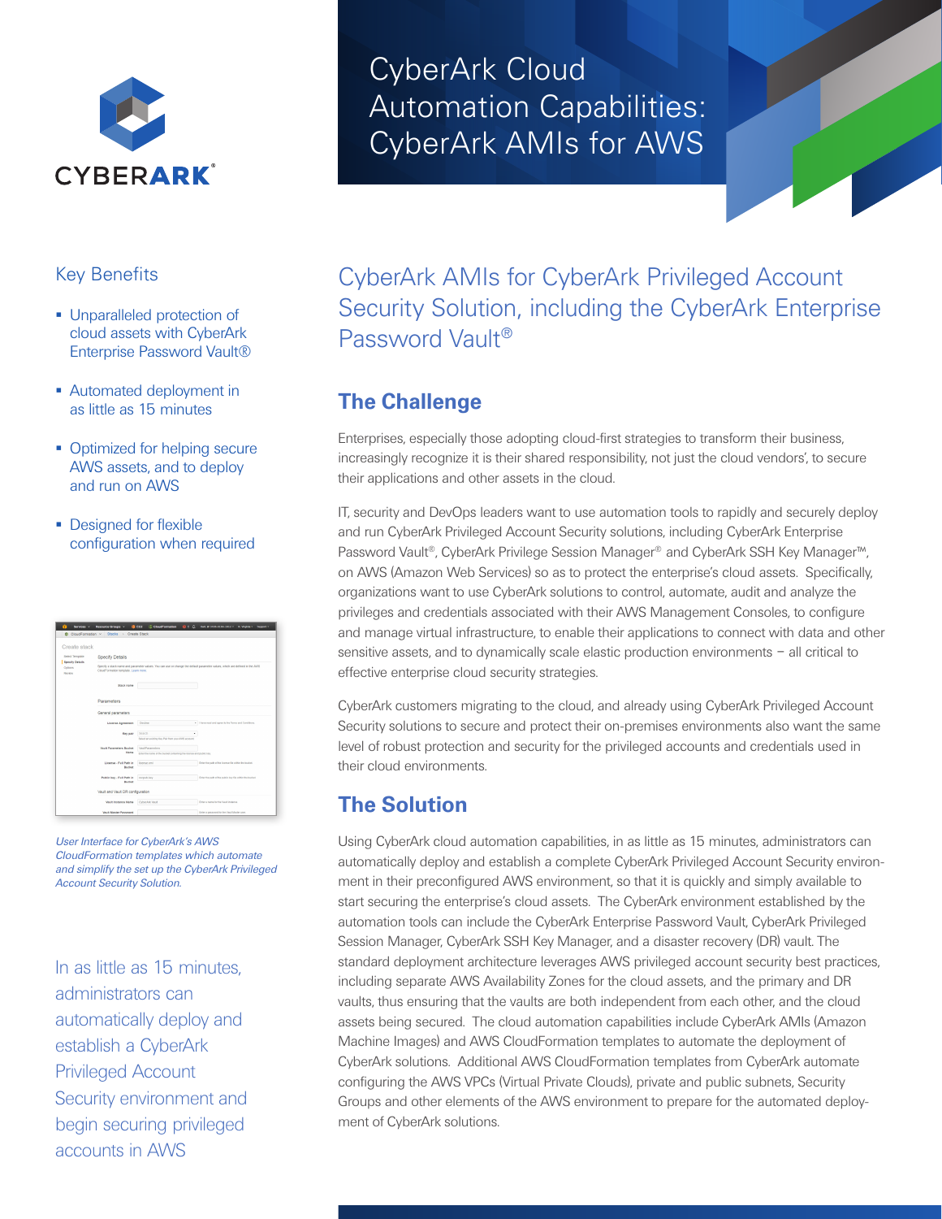# CyberArk Cloud Automation Capabilities: CyberArk AMIs for AWS

## Key Benefits

- Unparalleled protection of cloud assets with CyberArk Enterprise Password Vault®
- Automated deployment in as little as 15 minutes
- Optimized for helping secure AWS assets, and to deploy and run on AWS
- Designed for flexible configuration when required

*User Interface for CyberArk's AWS CloudFormation templates which automate and simplify the set up the CyberArk Privileged Account Security Solution.*

In as little as 15 minutes, administrators can automatically deploy and establish a CyberArk Privileged Account Security environment and begin securing privileged accounts in AWS

## CyberArk AMIs for CyberArk Privileged Account Security Solution, including the CyberArk Enterprise Password Vault®

### The Challenge

Enterprises, especially those adopting cloud-first strategies to transform their business, increasingly recognize it is their shared responsibility, not just the cloud vendors', to secure their applications and other assets in the cloud.

IT, security and DevOps leaders want to use automation tools to rapidly and securely deploy and run CyberArk Privileged Account Security solutions, including CyberArk Enterprise Password Vault®, CyberArk Privilege Session Manager® and CyberArk SSH Key Manager™, on AWS (Amazon Web Services) so as to protect the enterprise's cloud assets. Specifically, organizations want to use CyberArk solutions to control, automate, audit and analyze the privileges and credentials associated with their AWS Management Consoles, to configure and manage virtual infrastructure, to enable their applications to connect with data and other sensitive assets, and to dynamically scale elastic production environments – all critical to effective enterprise cloud security strategies.

CyberArk customers migrating to the cloud, and already using CyberArk Privileged Account Security solutions to secure and protect their on-premises environments also want the same level of robust protection and security for the privileged accounts and credentials used in their cloud environments.

### The Solution

Using CyberArk cloud automation capabilities, in as little as 15 minutes, administrators can automatically deploy and establish a complete CyberArk Privileged Account Security environment in their preconfigured AWS environment, so that it is quickly and simply available to start securing the enterprise's cloud assets. The CyberArk environment established by the automation tools can include the CyberArk Enterprise Password Vault, CyberArk Privileged Session Manager, CyberArk SSH Key Manager, and a disaster recovery (DR) vault. The standard deployment architecture leverages AWS privileged account security best practices, including separate AWS Availability Zones for the cloud assets, and the primary and DR vaults, thus ensuring that the vaults are both independent from each other, and the cloud assets being secured. The cloud automation capabilities include CyberArk AMIs (Amazon Machine Images) and AWS CloudFormation templates to automate the deployment of CyberArk solutions. Additional AWS CloudFormation templates from CyberArk automate configuring the AWS VPCs (Virtual Private Clouds), private and public subnets, Security Groups and other elements of the AWS environment to prepare for the automated deployment of CyberArk solutions.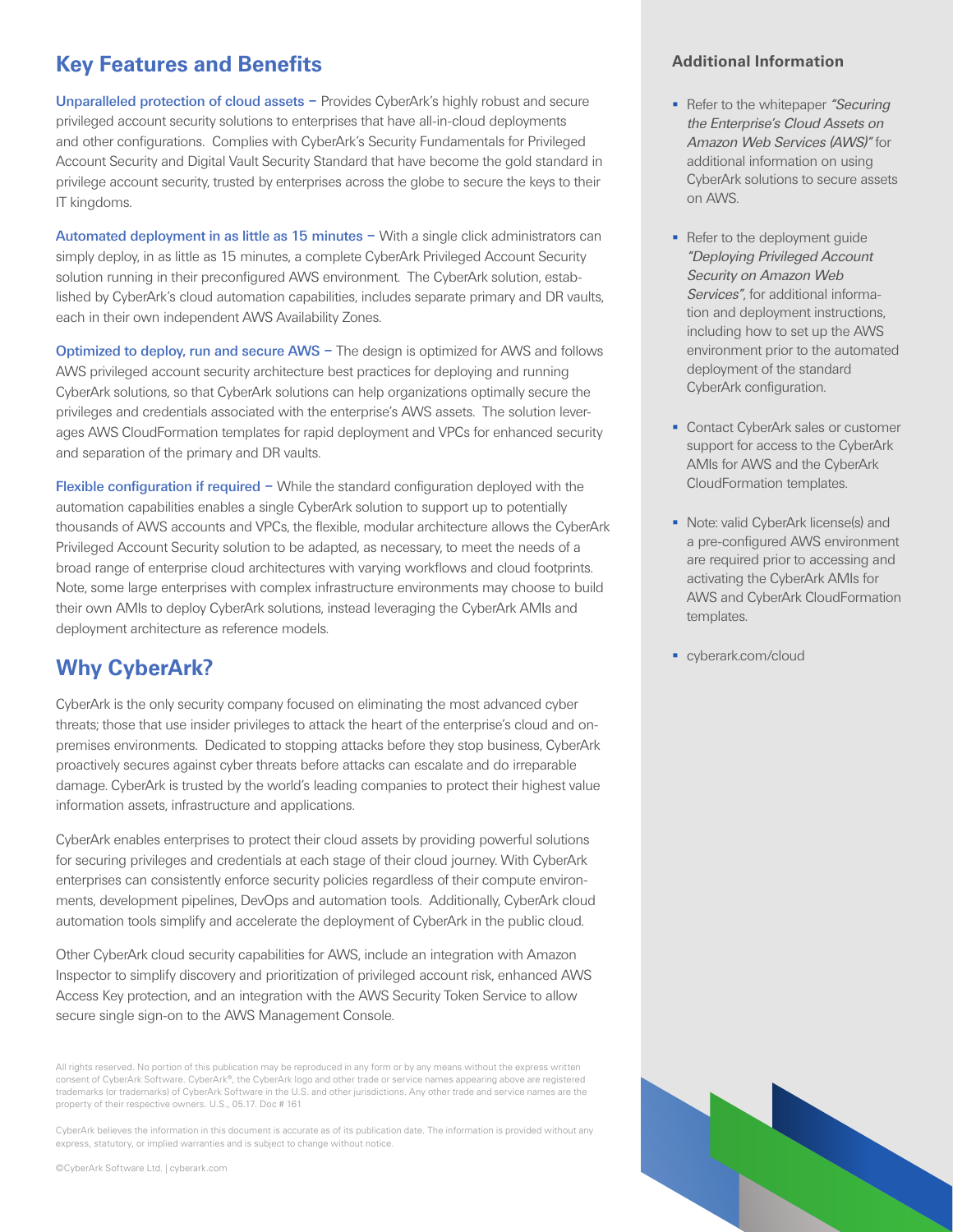## Key Features and Benefits

**Unparalleled protection of cloud assets –** Provides CyberArk's highly robust and secure privileged account security solutions to enterprises that have all-in-cloud deployments and other configurations. Complies with CyberArk's Security Fundamentals for Privileged Account Security and Digital Vault Security Standard that have become the gold standard in privilege account security, trusted by enterprises across the globe to secure the keys to their IT kingdoms.

**Automated deployment in as little as 15 minutes –** With a single click administrators can simply deploy, in as little as 15 minutes, a complete CyberArk Privileged Account Security solution running in their preconfigured AWS environment. The CyberArk solution, established by CyberArk's cloud automation capabilities, includes separate primary and DR vaults, each in their own independent AWS Availability Zones.

**Optimized to deploy, run and secure AWS –** The design is optimized for AWS and follows AWS privileged account security architecture best practices for deploying and running CyberArk solutions, so that CyberArk solutions can help organizations optimally secure the privileges and credentials associated with the enterprise's AWS assets. The solution leverages AWS CloudFormation templates for rapid deployment and VPCs for enhanced security and separation of the primary and DR vaults.

**Flexible configuration if required –** While the standard configuration deployed with the automation capabilities enables a single CyberArk solution to support up to potentially thousands of AWS accounts and VPCs, the flexible, modular architecture allows the CyberArk Privileged Account Security solution to be adapted, as necessary, to meet the needs of a broad range of enterprise cloud architectures with varying workflows and cloud footprints. Note, some large enterprises with complex infrastructure environments may choose to build their own AMIs to deploy CyberArk solutions, instead leveraging the CyberArk AMIs and deployment architecture as reference models.

## Why CyberArk?

CyberArk is the only security company focused on eliminating the most advanced cyber threats; those that use insider privileges to attack the heart of the enterprise's cloud and on-premises environments. Dedicated to stopping attacks before they stop business, CyberArk proactively secures against cyber threats before attacks can escalate and do irreparable damage. CyberArk is trusted by the world's leading companies to protect their highest value information assets, infrastructure and applications.

CyberArk enables enterprises to protect their cloud assets by providing powerful solutions for securing privileges and credentials at each stage of their cloud journey. With CyberArk enterprises can consistently enforce security policies regardless of their compute environments, development pipelines, DevOps and automation tools. Additionally, CyberArk cloud automation tools simplify and accelerate the deployment of CyberArk in the public cloud.

Other CyberArk cloud security capabilities for AWS, include an integration with Amazon Inspector to simplify discovery and prioritization of privileged account risk, enhanced AWS Access Key protection, and an integration with the AWS Security Token Service to allow secure single sign-on to the AWS Management Console.

### Additional Information

- Refer to the whitepaper *"Securing the Enterprise's Cloud Assets on Amazon Web Services (AWS)"* for additional information on using CyberArk solutions to secure assets on AWS.
- Refer to the deployment guide *"Deploying Privileged Account Security on Amazon Web Services"*, for additional information and deployment instructions, including how to set up the AWS environment prior to the automated deployment of the standard CyberArk configuration.
- Contact CyberArk sales or customer support for access to the CyberArk AMIs for AWS and the CyberArk CloudFormation templates.
- Note: valid CyberArk license(s) and a pre-configured AWS environment are required prior to accessing and activating the CyberArk AMIs for AWS and CyberArk CloudFormation templates.
- cyberark.com/cloud

All rights reserved. No portion of this publication may be reproduced in any form or by any means without the express written consent of CyberArk Software. CyberArk®, the CyberArk logo and other trade or service names appearing above are registered trademarks (or trademarks) of CyberArk Software in the U.S. and other jurisdictions. Any other trade and service names are the property of their respective owners. U.S., 05.17. Doc # 161

CyberArk believes the information in this document is accurate as of its publication date. The information is provided without any express, statutory, or implied warranties and is subject to change without notice.

©CyberArk Software Ltd. | cyberark.com